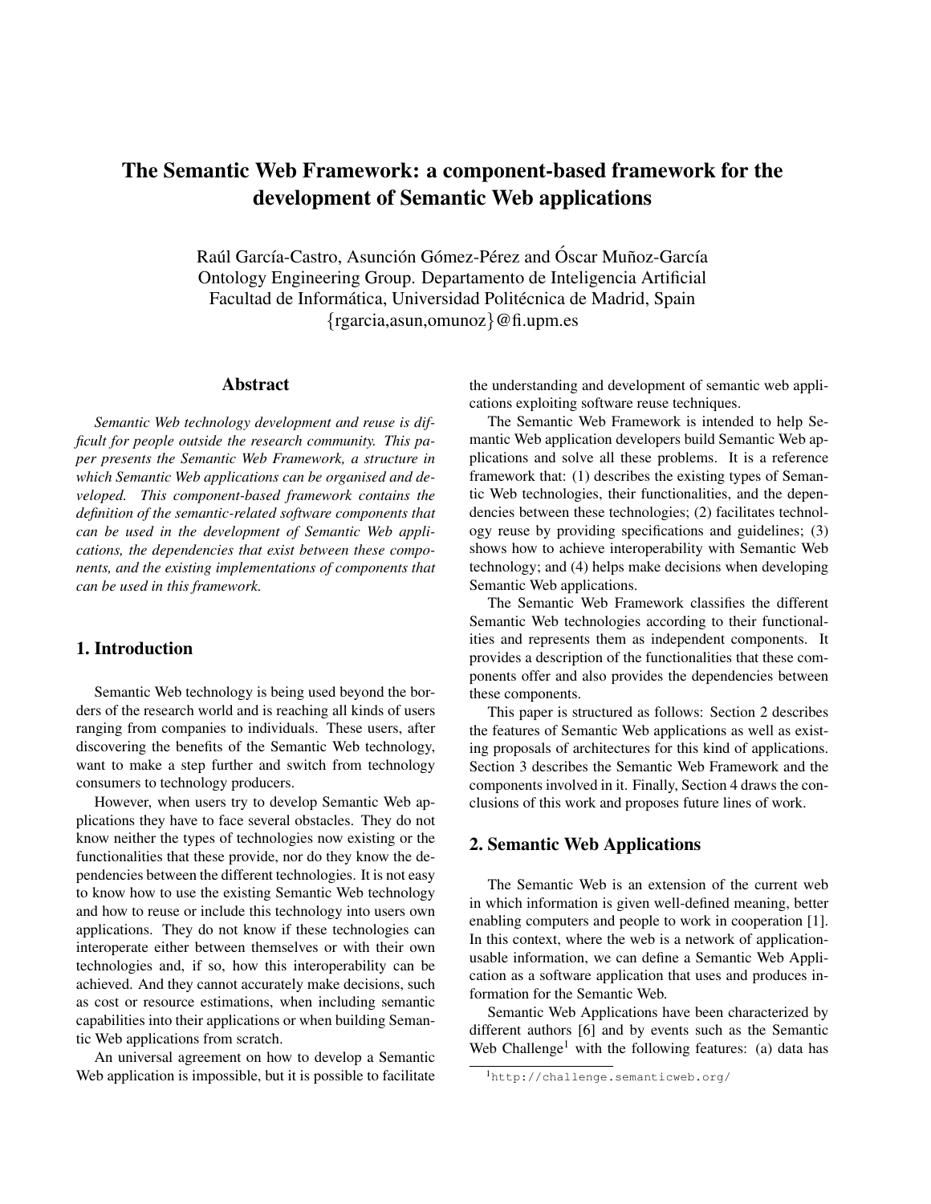# The Semantic Web Framework: a component-based framework for the development of Semantic Web applications

Raúl García-Castro, Asunción Gómez-Pérez and Óscar Muñoz-García
Ontology Engineering Group. Departamento de Inteligencia Artificial
Facultad de Informática, Universidad Politécnica de Madrid, Spain
{rgarcia,asun,omunoz}@fi.upm.es

## Abstract

*Semantic Web technology development and reuse is difficult for people outside the research community. This paper presents the Semantic Web Framework, a structure in which Semantic Web applications can be organised and developed. This component-based framework contains the definition of the semantic-related software components that can be used in the development of Semantic Web applications, the dependencies that exist between these components, and the existing implementations of components that can be used in this framework.*

## 1. Introduction

Semantic Web technology is being used beyond the borders of the research world and is reaching all kinds of users ranging from companies to individuals. These users, after discovering the benefits of the Semantic Web technology, want to make a step further and switch from technology consumers to technology producers.

However, when users try to develop Semantic Web applications they have to face several obstacles. They do not know neither the types of technologies now existing or the functionalities that these provide, nor do they know the dependencies between the different technologies. It is not easy to know how to use the existing Semantic Web technology and how to reuse or include this technology into users own applications. They do not know if these technologies can interoperate either between themselves or with their own technologies and, if so, how this interoperability can be achieved. And they cannot accurately make decisions, such as cost or resource estimations, when including semantic capabilities into their applications or when building Semantic Web applications from scratch.

An universal agreement on how to develop a Semantic Web application is impossible, but it is possible to facilitate the understanding and development of semantic web applications exploiting software reuse techniques.

The Semantic Web Framework is intended to help Semantic Web application developers build Semantic Web applications and solve all these problems. It is a reference framework that: (1) describes the existing types of Semantic Web technologies, their functionalities, and the dependencies between these technologies; (2) facilitates technology reuse by providing specifications and guidelines; (3) shows how to achieve interoperability with Semantic Web technology; and (4) helps make decisions when developing Semantic Web applications.

The Semantic Web Framework classifies the different Semantic Web technologies according to their functionalities and represents them as independent components. It provides a description of the functionalities that these components offer and also provides the dependencies between these components.

This paper is structured as follows: Section 2 describes the features of Semantic Web applications as well as existing proposals of architectures for this kind of applications. Section 3 describes the Semantic Web Framework and the components involved in it. Finally, Section 4 draws the conclusions of this work and proposes future lines of work.

## 2. Semantic Web Applications

The Semantic Web is an extension of the current web in which information is given well-defined meaning, better enabling computers and people to work in cooperation [1]. In this context, where the web is a network of application-usable information, we can define a Semantic Web Application as a software application that uses and produces information for the Semantic Web.

Semantic Web Applications have been characterized by different authors [6] and by events such as the Semantic Web Challenge[1] with the following features: (a) data has

[1] http://challenge.semanticweb.org/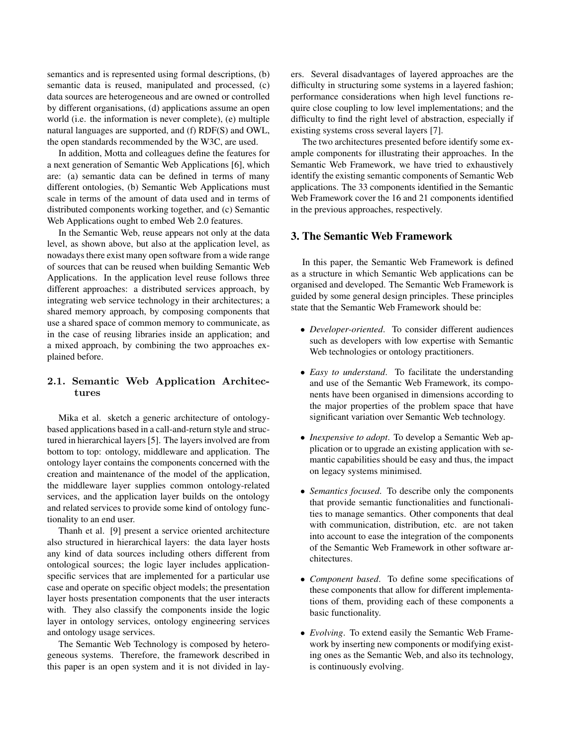semantics and is represented using formal descriptions, (b) semantic data is reused, manipulated and processed, (c) data sources are heterogeneous and are owned or controlled by different organisations, (d) applications assume an open world (i.e. the information is never complete), (e) multiple natural languages are supported, and (f) RDF(S) and OWL, the open standards recommended by the W3C, are used.

In addition, Motta and colleagues define the features for a next generation of Semantic Web Applications [6], which are: (a) semantic data can be defined in terms of many different ontologies, (b) Semantic Web Applications must scale in terms of the amount of data used and in terms of distributed components working together, and (c) Semantic Web Applications ought to embed Web 2.0 features.

In the Semantic Web, reuse appears not only at the data level, as shown above, but also at the application level, as nowadays there exist many open software from a wide range of sources that can be reused when building Semantic Web Applications. In the application level reuse follows three different approaches: a distributed services approach, by integrating web service technology in their architectures; a shared memory approach, by composing components that use a shared space of common memory to communicate, as in the case of reusing libraries inside an application; and a mixed approach, by combining the two approaches explained before.

### 2.1. Semantic Web Application Architectures

Mika et al. sketch a generic architecture of ontology-based applications based in a call-and-return style and structured in hierarchical layers [5]. The layers involved are from bottom to top: ontology, middleware and application. The ontology layer contains the components concerned with the creation and maintenance of the model of the application, the middleware layer supplies common ontology-related services, and the application layer builds on the ontology and related services to provide some kind of ontology functionality to an end user.

Thanh et al. [9] present a service oriented architecture also structured in hierarchical layers: the data layer hosts any kind of data sources including others different from ontological sources; the logic layer includes application-specific services that are implemented for a particular use case and operate on specific object models; the presentation layer hosts presentation components that the user interacts with. They also classify the components inside the logic layer in ontology services, ontology engineering services and ontology usage services.

The Semantic Web Technology is composed by heterogeneous systems. Therefore, the framework described in this paper is an open system and it is not divided in layers. Several disadvantages of layered approaches are the difficulty in structuring some systems in a layered fashion; performance considerations when high level functions require close coupling to low level implementations; and the difficulty to find the right level of abstraction, especially if existing systems cross several layers [7].

The two architectures presented before identify some example components for illustrating their approaches. In the Semantic Web Framework, we have tried to exhaustively identify the existing semantic components of Semantic Web applications. The 33 components identified in the Semantic Web Framework cover the 16 and 21 components identified in the previous approaches, respectively.

## 3. The Semantic Web Framework

In this paper, the Semantic Web Framework is defined as a structure in which Semantic Web applications can be organised and developed. The Semantic Web Framework is guided by some general design principles. These principles state that the Semantic Web Framework should be:

- *Developer-oriented*. To consider different audiences such as developers with low expertise with Semantic Web technologies or ontology practitioners.
- *Easy to understand*. To facilitate the understanding and use of the Semantic Web Framework, its components have been organised in dimensions according to the major properties of the problem space that have significant variation over Semantic Web technology.
- *Inexpensive to adopt*. To develop a Semantic Web application or to upgrade an existing application with semantic capabilities should be easy and thus, the impact on legacy systems minimised.
- *Semantics focused*. To describe only the components that provide semantic functionalities and functionalities to manage semantics. Other components that deal with communication, distribution, etc. are not taken into account to ease the integration of the components of the Semantic Web Framework in other software architectures.
- *Component based*. To define some specifications of these components that allow for different implementations of them, providing each of these components a basic functionality.
- *Evolving*. To extend easily the Semantic Web Framework by inserting new components or modifying existing ones as the Semantic Web, and also its technology, is continuously evolving.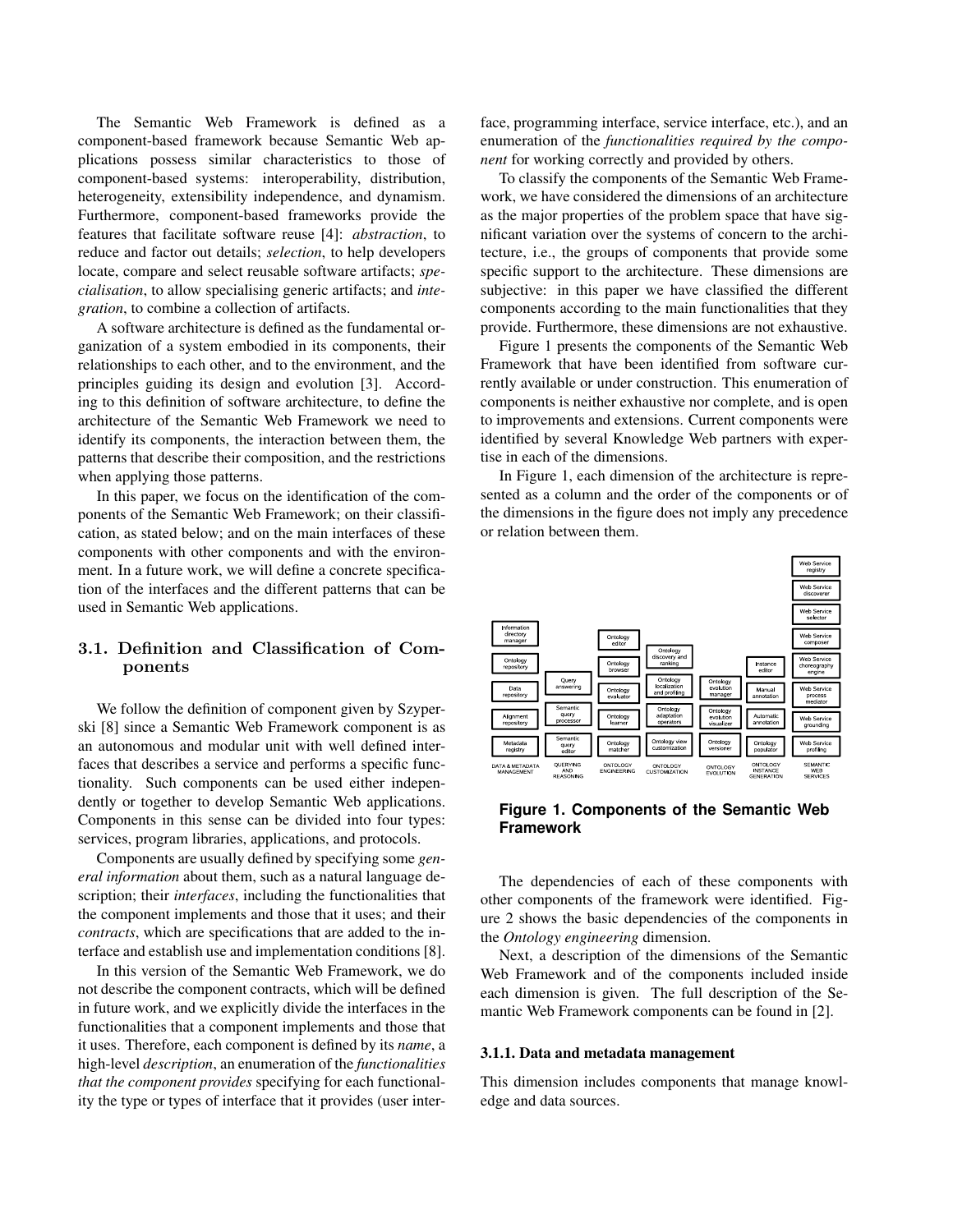The Semantic Web Framework is defined as a component-based framework because Semantic Web applications possess similar characteristics to those of component-based systems: interoperability, distribution, heterogeneity, extensibility independence, and dynamism. Furthermore, component-based frameworks provide the features that facilitate software reuse [4]: *abstraction*, to reduce and factor out details; *selection*, to help developers locate, compare and select reusable software artifacts; *specialisation*, to allow specialising generic artifacts; and *integration*, to combine a collection of artifacts.

A software architecture is defined as the fundamental organization of a system embodied in its components, their relationships to each other, and to the environment, and the principles guiding its design and evolution [3]. According to this definition of software architecture, to define the architecture of the Semantic Web Framework we need to identify its components, the interaction between them, the patterns that describe their composition, and the restrictions when applying those patterns.

In this paper, we focus on the identification of the components of the Semantic Web Framework; on their classification, as stated below; and on the main interfaces of these components with other components and with the environment. In a future work, we will define a concrete specification of the interfaces and the different patterns that can be used in Semantic Web applications.

### 3.1. Definition and Classification of Components

We follow the definition of component given by Szyperski [8] since a Semantic Web Framework component is as an autonomous and modular unit with well defined interfaces that describes a service and performs a specific functionality. Such components can be used either independently or together to develop Semantic Web applications. Components in this sense can be divided into four types: services, program libraries, applications, and protocols.

Components are usually defined by specifying some *general information* about them, such as a natural language description; their *interfaces*, including the functionalities that the component implements and those that it uses; and their *contracts*, which are specifications that are added to the interface and establish use and implementation conditions [8].

In this version of the Semantic Web Framework, we do not describe the component contracts, which will be defined in future work, and we explicitly divide the interfaces in the functionalities that a component implements and those that it uses. Therefore, each component is defined by its *name*, a high-level *description*, an enumeration of the *functionalities that the component provides* specifying for each functionality the type or types of interface that it provides (user interface, programming interface, service interface, etc.), and an enumeration of the *functionalities required by the component* for working correctly and provided by others.

To classify the components of the Semantic Web Framework, we have considered the dimensions of an architecture as the major properties of the problem space that have significant variation over the systems of concern to the architecture, i.e., the groups of components that provide some specific support to the architecture. These dimensions are subjective: in this paper we have classified the different components according to the main functionalities that they provide. Furthermore, these dimensions are not exhaustive.

Figure 1 presents the components of the Semantic Web Framework that have been identified from software currently available or under construction. This enumeration of components is neither exhaustive nor complete, and is open to improvements and extensions. Current components were identified by several Knowledge Web partners with expertise in each of the dimensions.

In Figure 1, each dimension of the architecture is represented as a column and the order of the components or of the dimensions in the figure does not imply any precedence or relation between them.

DATA & METADATA MANAGEMENT: Information directory manager, Ontology repository, Data repository, Alignment repository, Metadata registry

QUERYING AND REASONING: Query answering, Semantic query processor, Semantic query editor

ONTOLOGY ENGINEERING: Ontology editor, Ontology browser, Ontology evaluator, Ontology learner, Ontology matcher

ONTOLOGY CUSTOMIZATION: Ontology discovery and ranking, Ontology localization and profiling, Ontology adaptation operators, Ontology view customization

ONTOLOGY EVOLUTION: Ontology evolution manager, Ontology evolution visualizer, Ontology versioner

ONTOLOGY INSTANCE GENERATION: Instance editor, Manual annotation, Automatic annotation, Ontology populator

SEMANTIC WEB SERVICES: Web Service registry, Web Service discoverer, Web Service selector, Web Service composer, Web Service choreography engine, Web Service process mediator, Web Service grounding, Web Service profiling

**Figure 1. Components of the Semantic Web Framework**

The dependencies of each of these components with other components of the framework were identified. Figure 2 shows the basic dependencies of the components in the *Ontology engineering* dimension.

Next, a description of the dimensions of the Semantic Web Framework and of the components included inside each dimension is given. The full description of the Semantic Web Framework components can be found in [2].

#### 3.1.1. Data and metadata management

This dimension includes components that manage knowledge and data sources.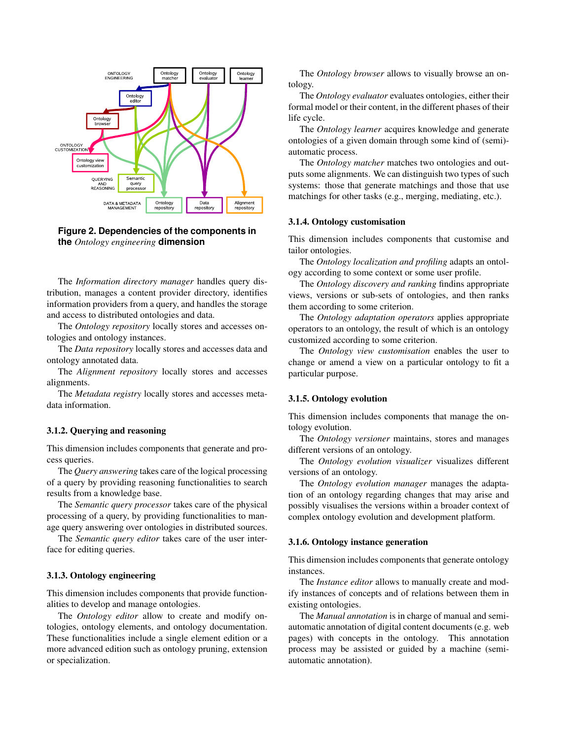ONTOLOGY ENGINEERING
Ontology matcher
Ontology evaluator
Ontology learner
Ontology editor
Ontology browser
ONTOLOGY CUSTOMIZATION
Ontology view customization
QUERYING AND REASONING
Semantic query processor
DATA & METADATA MANAGEMENT
Ontology repository
Data repository
Alignment repository

**Figure 2. Dependencies of the components in the *Ontology engineering* dimension**

The *Information directory manager* handles query distribution, manages a content provider directory, identifies information providers from a query, and handles the storage and access to distributed ontologies and data.

The *Ontology repository* locally stores and accesses ontologies and ontology instances.

The *Data repository* locally stores and accesses data and ontology annotated data.

The *Alignment repository* locally stores and accesses alignments.

The *Metadata registry* locally stores and accesses metadata information.

### 3.1.2. Querying and reasoning

This dimension includes components that generate and process queries.

The *Query answering* takes care of the logical processing of a query by providing reasoning functionalities to search results from a knowledge base.

The *Semantic query processor* takes care of the physical processing of a query, by providing functionalities to manage query answering over ontologies in distributed sources.

The *Semantic query editor* takes care of the user interface for editing queries.

### 3.1.3. Ontology engineering

This dimension includes components that provide functionalities to develop and manage ontologies.

The *Ontology editor* allow to create and modify ontologies, ontology elements, and ontology documentation. These functionalities include a single element edition or a more advanced edition such as ontology pruning, extension or specialization.

The *Ontology browser* allows to visually browse an ontology.

The *Ontology evaluator* evaluates ontologies, either their formal model or their content, in the different phases of their life cycle.

The *Ontology learner* acquires knowledge and generate ontologies of a given domain through some kind of (semi)-automatic process.

The *Ontology matcher* matches two ontologies and outputs some alignments. We can distinguish two types of such systems: those that generate matchings and those that use matchings for other tasks (e.g., merging, mediating, etc.).

### 3.1.4. Ontology customisation

This dimension includes components that customise and tailor ontologies.

The *Ontology localization and profiling* adapts an ontology according to some context or some user profile.

The *Ontology discovery and ranking* findins appropriate views, versions or sub-sets of ontologies, and then ranks them according to some criterion.

The *Ontology adaptation operators* applies appropriate operators to an ontology, the result of which is an ontology customized according to some criterion.

The *Ontology view customisation* enables the user to change or amend a view on a particular ontology to fit a particular purpose.

### 3.1.5. Ontology evolution

This dimension includes components that manage the ontology evolution.

The *Ontology versioner* maintains, stores and manages different versions of an ontology.

The *Ontology evolution visualizer* visualizes different versions of an ontology.

The *Ontology evolution manager* manages the adaptation of an ontology regarding changes that may arise and possibly visualises the versions within a broader context of complex ontology evolution and development platform.

### 3.1.6. Ontology instance generation

This dimension includes components that generate ontology instances.

The *Instance editor* allows to manually create and modify instances of concepts and of relations between them in existing ontologies.

The *Manual annotation* is in charge of manual and semi-automatic annotation of digital content documents (e.g. web pages) with concepts in the ontology. This annotation process may be assisted or guided by a machine (semi-automatic annotation).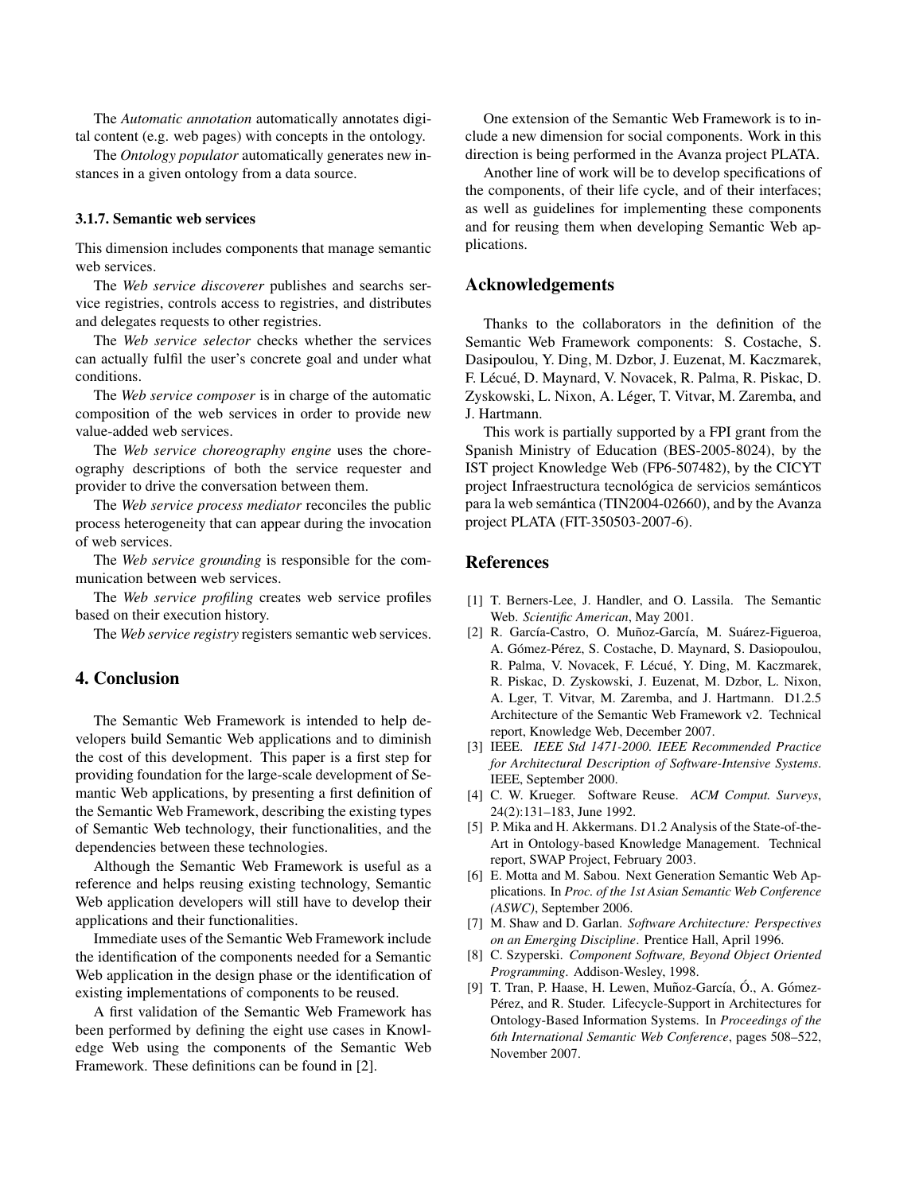The *Automatic annotation* automatically annotates digital content (e.g. web pages) with concepts in the ontology.

The *Ontology populator* automatically generates new instances in a given ontology from a data source.

#### 3.1.7. Semantic web services

This dimension includes components that manage semantic web services.

The *Web service discoverer* publishes and searchs service registries, controls access to registries, and distributes and delegates requests to other registries.

The *Web service selector* checks whether the services can actually fulfil the user's concrete goal and under what conditions.

The *Web service composer* is in charge of the automatic composition of the web services in order to provide new value-added web services.

The *Web service choreography engine* uses the choreography descriptions of both the service requester and provider to drive the conversation between them.

The *Web service process mediator* reconciles the public process heterogeneity that can appear during the invocation of web services.

The *Web service grounding* is responsible for the communication between web services.

The *Web service profiling* creates web service profiles based on their execution history.

The *Web service registry* registers semantic web services.

## 4. Conclusion

The Semantic Web Framework is intended to help developers build Semantic Web applications and to diminish the cost of this development. This paper is a first step for providing foundation for the large-scale development of Semantic Web applications, by presenting a first definition of the Semantic Web Framework, describing the existing types of Semantic Web technology, their functionalities, and the dependencies between these technologies.

Although the Semantic Web Framework is useful as a reference and helps reusing existing technology, Semantic Web application developers will still have to develop their applications and their functionalities.

Immediate uses of the Semantic Web Framework include the identification of the components needed for a Semantic Web application in the design phase or the identification of existing implementations of components to be reused.

A first validation of the Semantic Web Framework has been performed by defining the eight use cases in Knowledge Web using the components of the Semantic Web Framework. These definitions can be found in [2].

One extension of the Semantic Web Framework is to include a new dimension for social components. Work in this direction is being performed in the Avanza project PLATA.

Another line of work will be to develop specifications of the components, of their life cycle, and of their interfaces; as well as guidelines for implementing these components and for reusing them when developing Semantic Web applications.

## Acknowledgements

Thanks to the collaborators in the definition of the Semantic Web Framework components: S. Costache, S. Dasipoulou, Y. Ding, M. Dzbor, J. Euzenat, M. Kaczmarek, F. Lécué, D. Maynard, V. Novacek, R. Palma, R. Piskac, D. Zyskowski, L. Nixon, A. Léger, T. Vitvar, M. Zaremba, and J. Hartmann.

This work is partially supported by a FPI grant from the Spanish Ministry of Education (BES-2005-8024), by the IST project Knowledge Web (FP6-507482), by the CICYT project Infraestructura tecnológica de servicios semánticos para la web semántica (TIN2004-02660), and by the Avanza project PLATA (FIT-350503-2007-6).

## References

[1] T. Berners-Lee, J. Handler, and O. Lassila. The Semantic Web. *Scientific American*, May 2001.

[2] R. García-Castro, O. Muñoz-García, M. Suárez-Figueroa, A. Gómez-Pérez, S. Costache, D. Maynard, S. Dasiopoulou, R. Palma, V. Novacek, F. Lécué, Y. Ding, M. Kaczmarek, R. Piskac, D. Zyskowski, J. Euzenat, M. Dzbor, L. Nixon, A. Lger, T. Vitvar, M. Zaremba, and J. Hartmann. D1.2.5 Architecture of the Semantic Web Framework v2. Technical report, Knowledge Web, December 2007.

[3] IEEE. *IEEE Std 1471-2000. IEEE Recommended Practice for Architectural Description of Software-Intensive Systems*. IEEE, September 2000.

[4] C. W. Krueger. Software Reuse. *ACM Comput. Surveys*, 24(2):131–183, June 1992.

[5] P. Mika and H. Akkermans. D1.2 Analysis of the State-of-the-Art in Ontology-based Knowledge Management. Technical report, SWAP Project, February 2003.

[6] E. Motta and M. Sabou. Next Generation Semantic Web Applications. In *Proc. of the 1st Asian Semantic Web Conference (ASWC)*, September 2006.

[7] M. Shaw and D. Garlan. *Software Architecture: Perspectives on an Emerging Discipline*. Prentice Hall, April 1996.

[8] C. Szyperski. *Component Software, Beyond Object Oriented Programming*. Addison-Wesley, 1998.

[9] T. Tran, P. Haase, H. Lewen, Muñoz-García, Ó., A. Gómez-Pérez, and R. Studer. Lifecycle-Support in Architectures for Ontology-Based Information Systems. In *Proceedings of the 6th International Semantic Web Conference*, pages 508–522, November 2007.